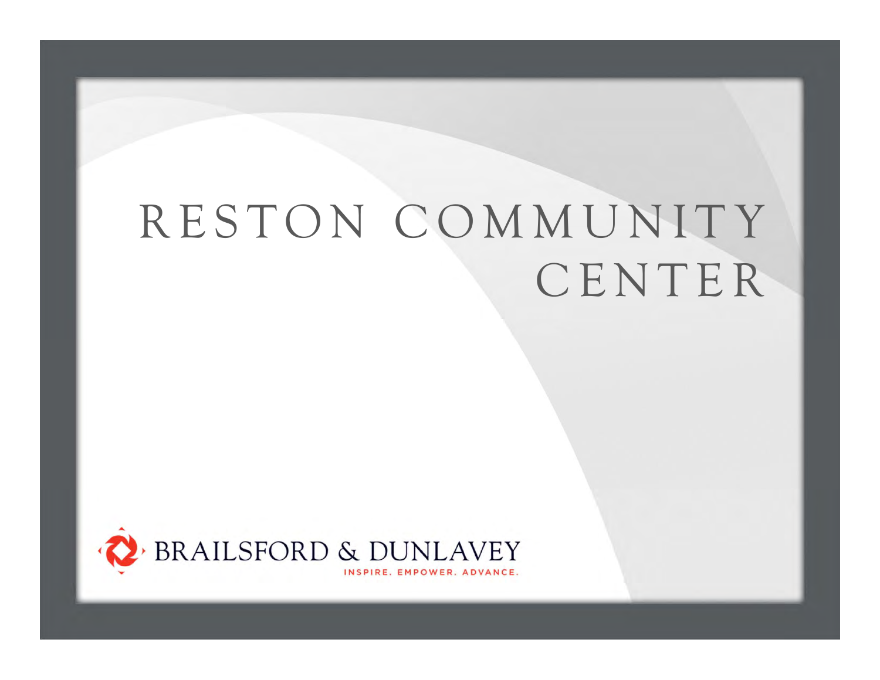# RESTON COMMUNITY CENTER

BRAILSFORD & DUNLAVEY

INSPIRE. EMPOWER. ADVANCE.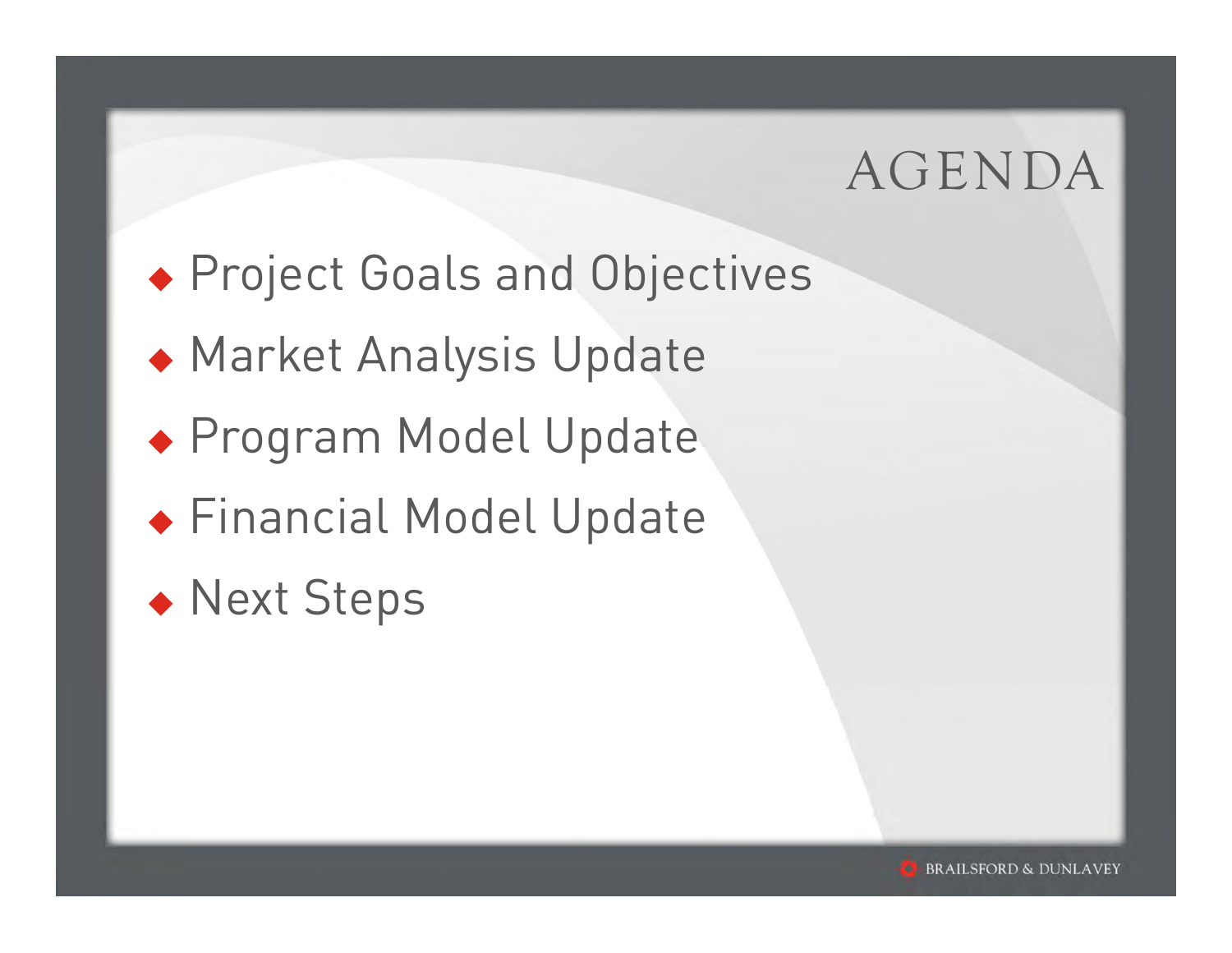# AGENDA

- Project Goals and Objectives
- Market Analysis Update
- Program Model Update
- Financial Model Update
- Next Steps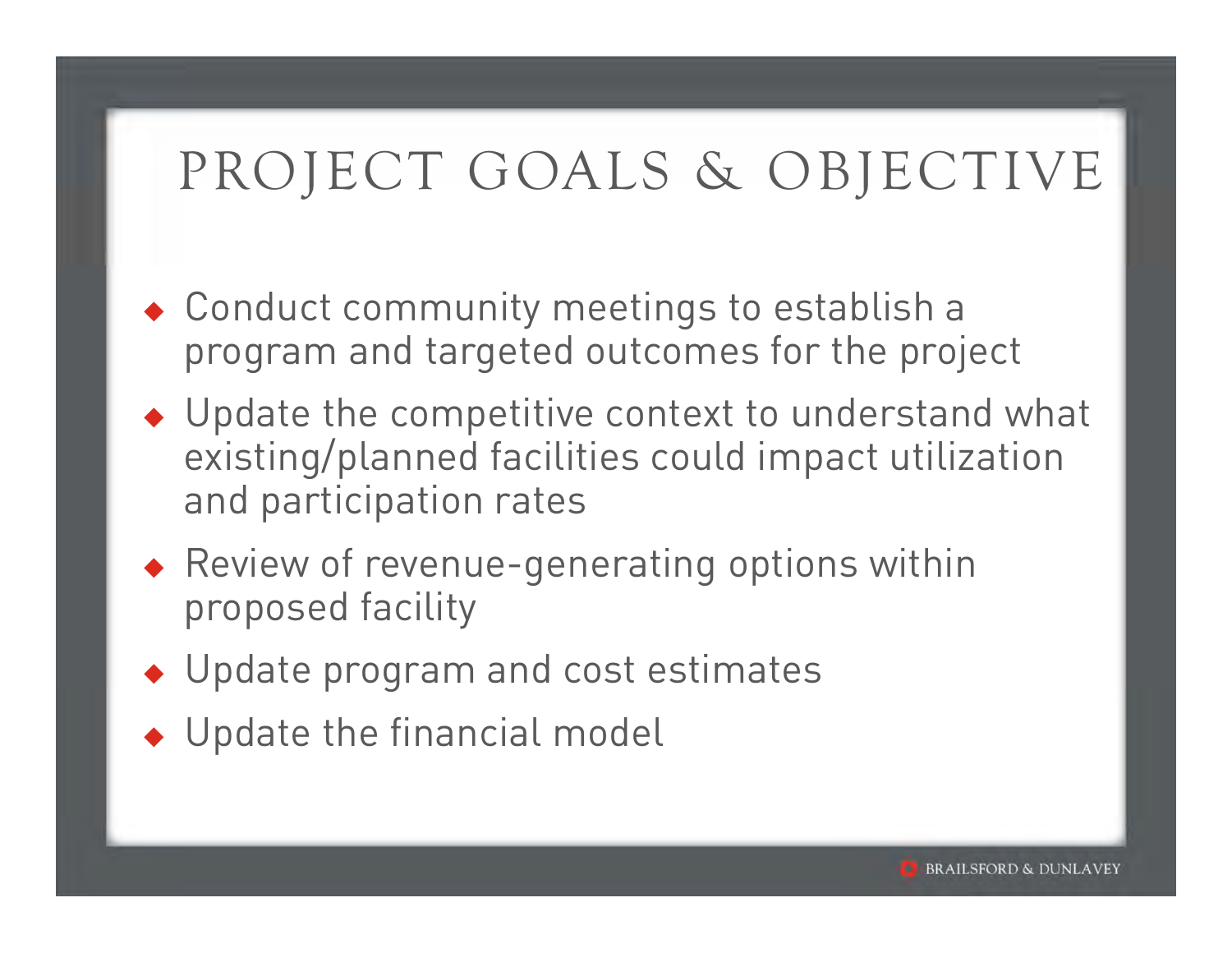# PROJECT GOALS & OBJECTIVE

- Conduct community meetings to establish a program and targeted outcomes for the project
- Update the competitive context to understand what existing/planned facilities could impact utilization and participation rates
- Review of revenue-generating options within proposed facility
- Update program and cost estimates
- Update the financial model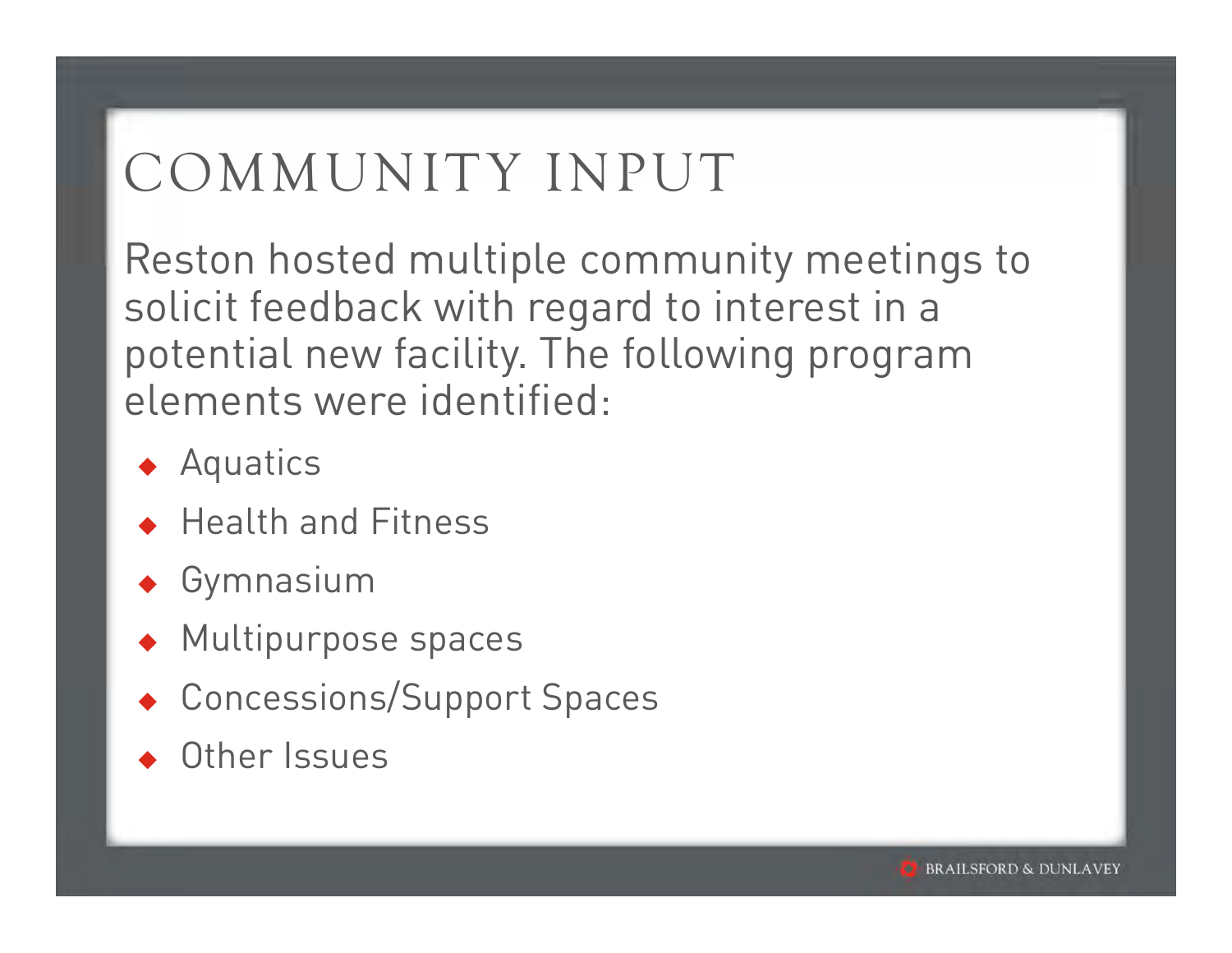# COMMUNITY INPUT

Reston hosted multiple community meetings to solicit feedback with regard to interest in a potential new facility. The following program elements were identified:

- Aquatics
- Health and Fitness
- Gymnasium
- Multipurpose spaces
- Concessions/Support Spaces
- Other Issues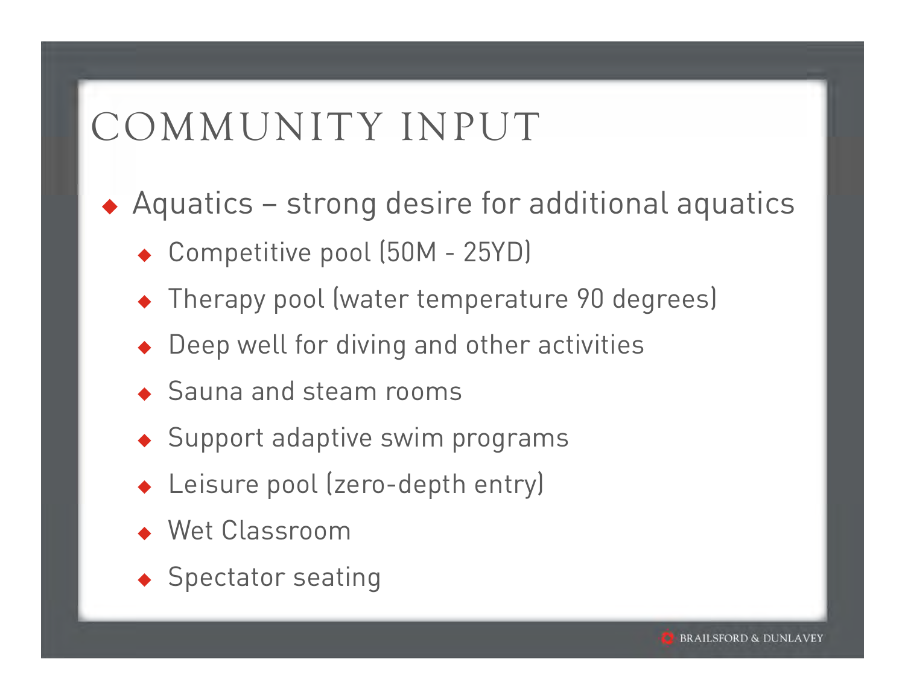# COMMUNITY INPUT

- Aquatics – strong desire for additional aquatics
  - Competitive pool (50M - 25YD)
  - Therapy pool (water temperature 90 degrees)
  - Deep well for diving and other activities
  - Sauna and steam rooms
  - Support adaptive swim programs
  - Leisure pool (zero-depth entry)
  - Wet Classroom
  - Spectator seating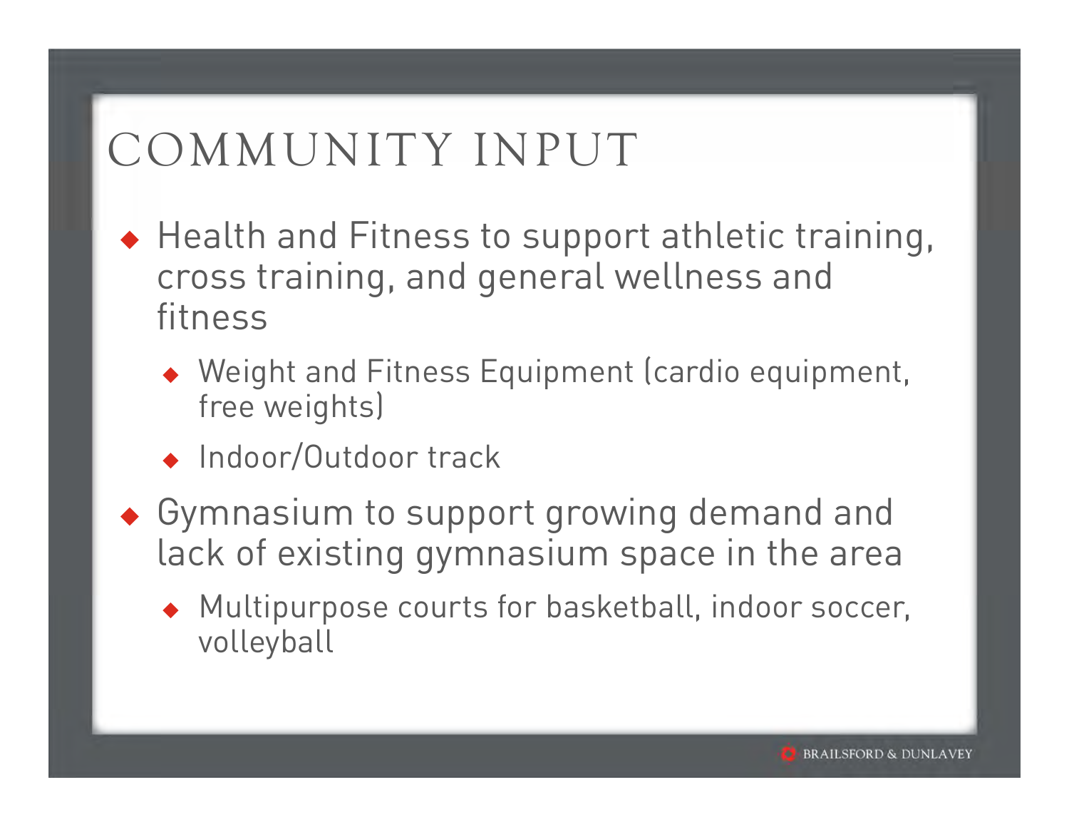# COMMUNITY INPUT

- Health and Fitness to support athletic training, cross training, and general wellness and fitness
  - Weight and Fitness Equipment (cardio equipment, free weights)
  - Indoor/Outdoor track
- Gymnasium to support growing demand and lack of existing gymnasium space in the area
  - Multipurpose courts for basketball, indoor soccer, volleyball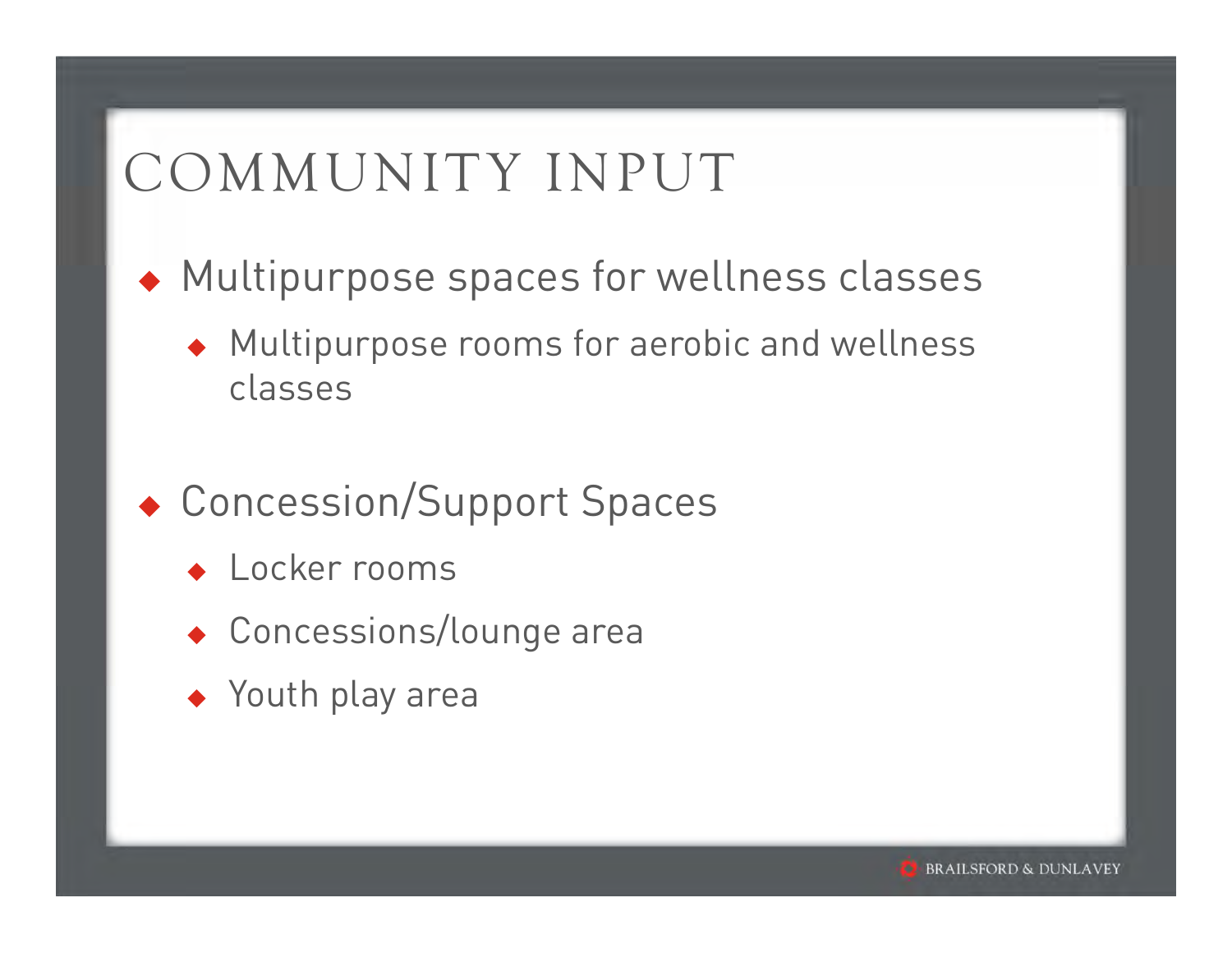# COMMUNITY INPUT

- Multipurpose spaces for wellness classes
  - Multipurpose rooms for aerobic and wellness classes

- Concession/Support Spaces
  - Locker rooms
  - Concessions/lounge area
  - Youth play area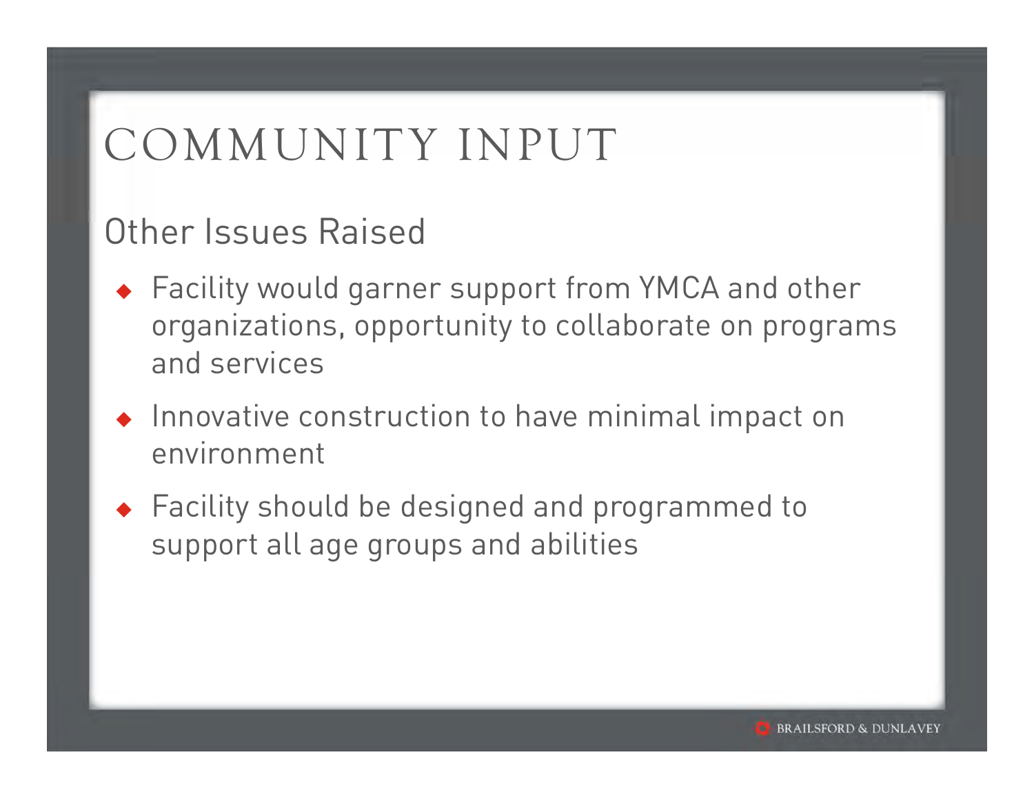# COMMUNITY INPUT

## Other Issues Raised

- Facility would garner support from YMCA and other organizations, opportunity to collaborate on programs and services
- Innovative construction to have minimal impact on environment
- Facility should be designed and programmed to support all age groups and abilities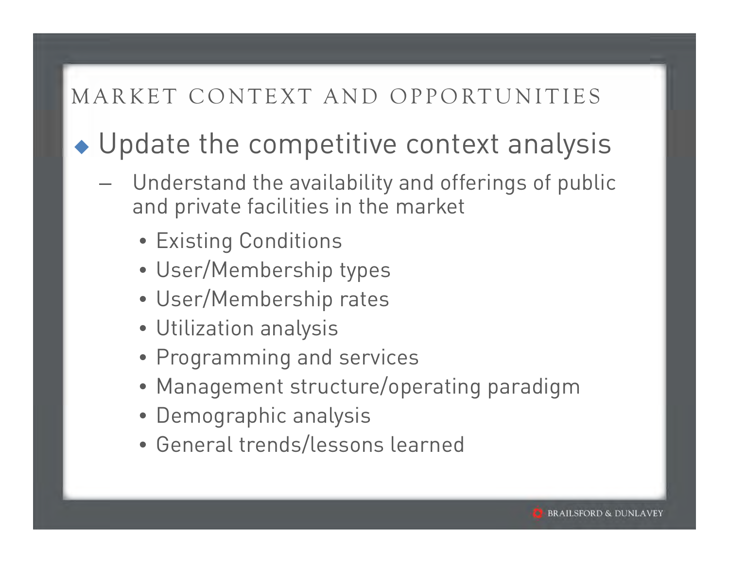# MARKET CONTEXT AND OPPORTUNITIES

- Update the competitive context analysis
  - Understand the availability and offerings of public and private facilities in the market
    - Existing Conditions
    - User/Membership types
    - User/Membership rates
    - Utilization analysis
    - Programming and services
    - Management structure/operating paradigm
    - Demographic analysis
    - General trends/lessons learned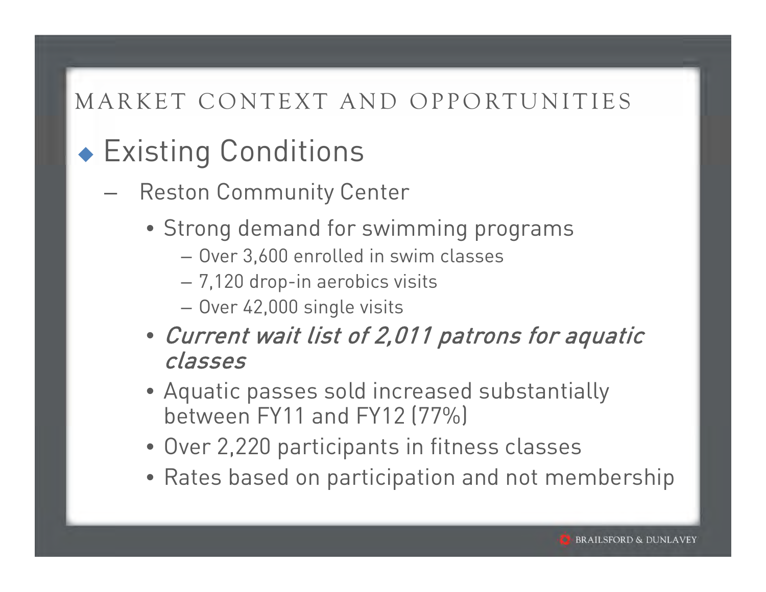# MARKET CONTEXT AND OPPORTUNITIES

## Existing Conditions

- Reston Community Center
  - Strong demand for swimming programs
    - Over 3,600 enrolled in swim classes
    - 7,120 drop-in aerobics visits
    - Over 42,000 single visits
  - ***Current wait list of 2,011 patrons for aquatic classes***
  - Aquatic passes sold increased substantially between FY11 and FY12 (77%)
  - Over 2,220 participants in fitness classes
  - Rates based on participation and not membership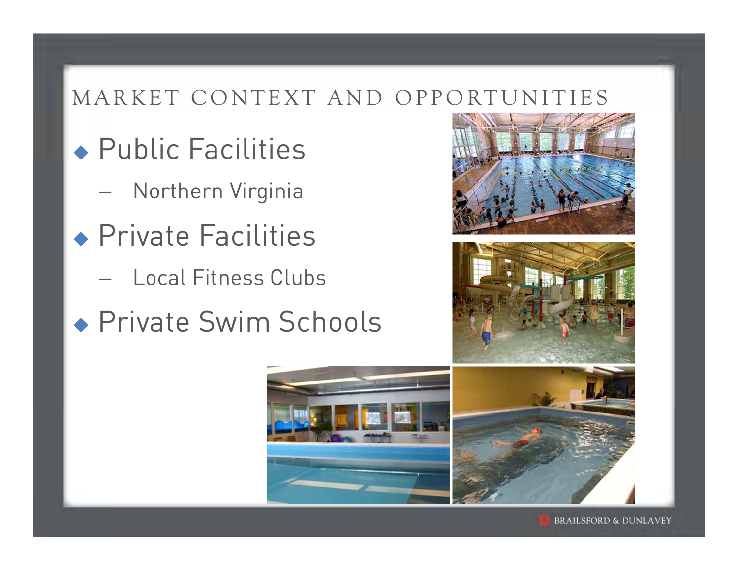# MARKET CONTEXT AND OPPORTUNITIES

- Public Facilities
  - Northern Virginia
- Private Facilities
  - Local Fitness Clubs
- Private Swim Schools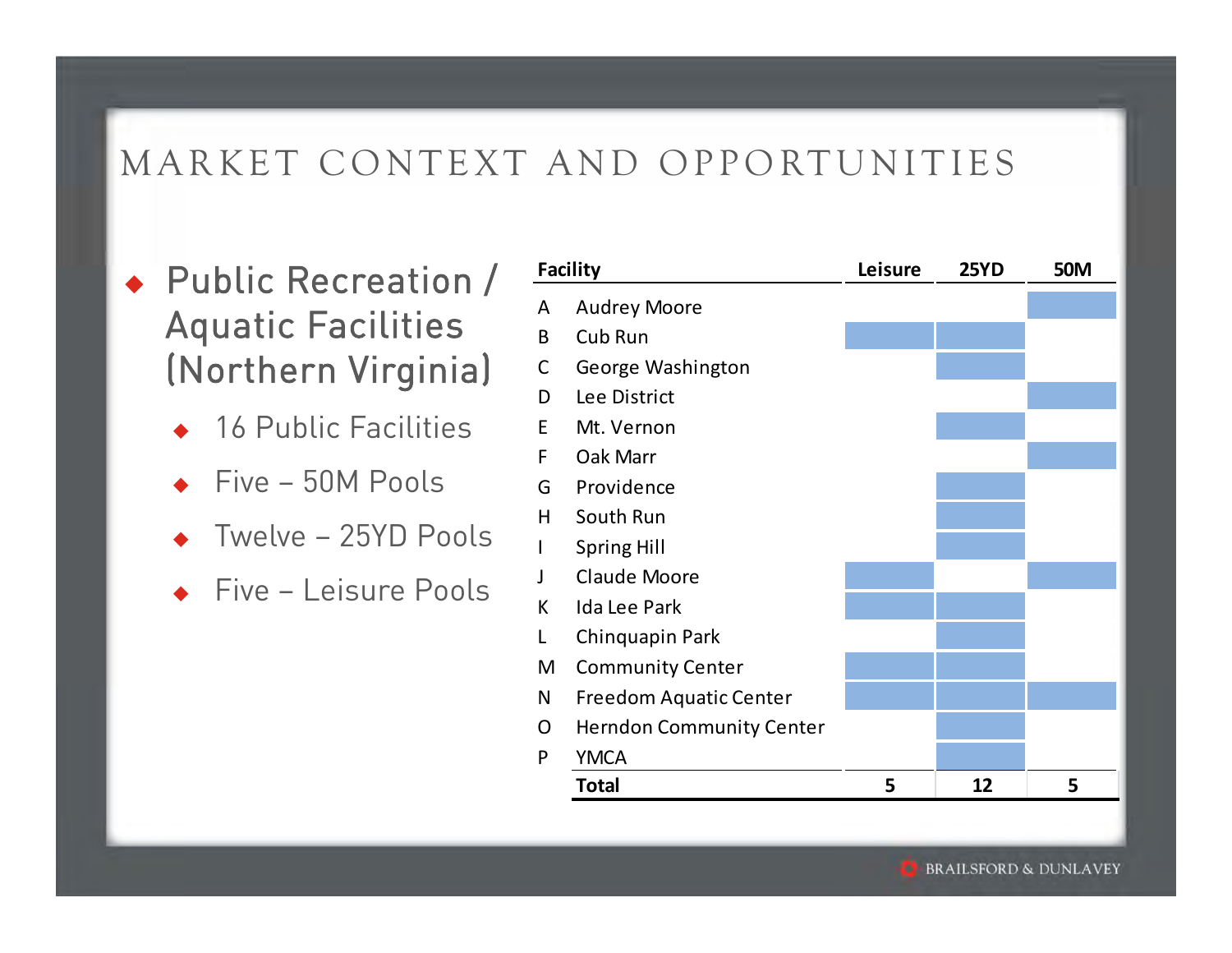# MARKET CONTEXT AND OPPORTUNITIES

- Public Recreation / Aquatic Facilities (Northern Virginia)
  - 16 Public Facilities
  - Five – 50M Pools
  - Twelve – 25YD Pools
  - Five – Leisure Pools

| | Facility | Leisure | 25YD | 50M |
|---|---|---|---|---|
| A | Audrey Moore | | | ■ |
| B | Cub Run | ■ | ■ | |
| C | George Washington | | ■ | |
| D | Lee District | | | ■ |
| E | Mt. Vernon | | ■ | |
| F | Oak Marr | | | ■ |
| G | Providence | | ■ | |
| H | South Run | | ■ | |
| I | Spring Hill | | ■ | |
| J | Claude Moore | ■ | | ■ |
| K | Ida Lee Park | ■ | ■ | |
| L | Chinquapin Park | | ■ | |
| M | Community Center | ■ | ■ | |
| N | Freedom Aquatic Center | ■ | ■ | ■ |
| O | Herndon Community Center | | ■ | |
| P | YMCA | | ■ | |
| | **Total** | **5** | **12** | **5** |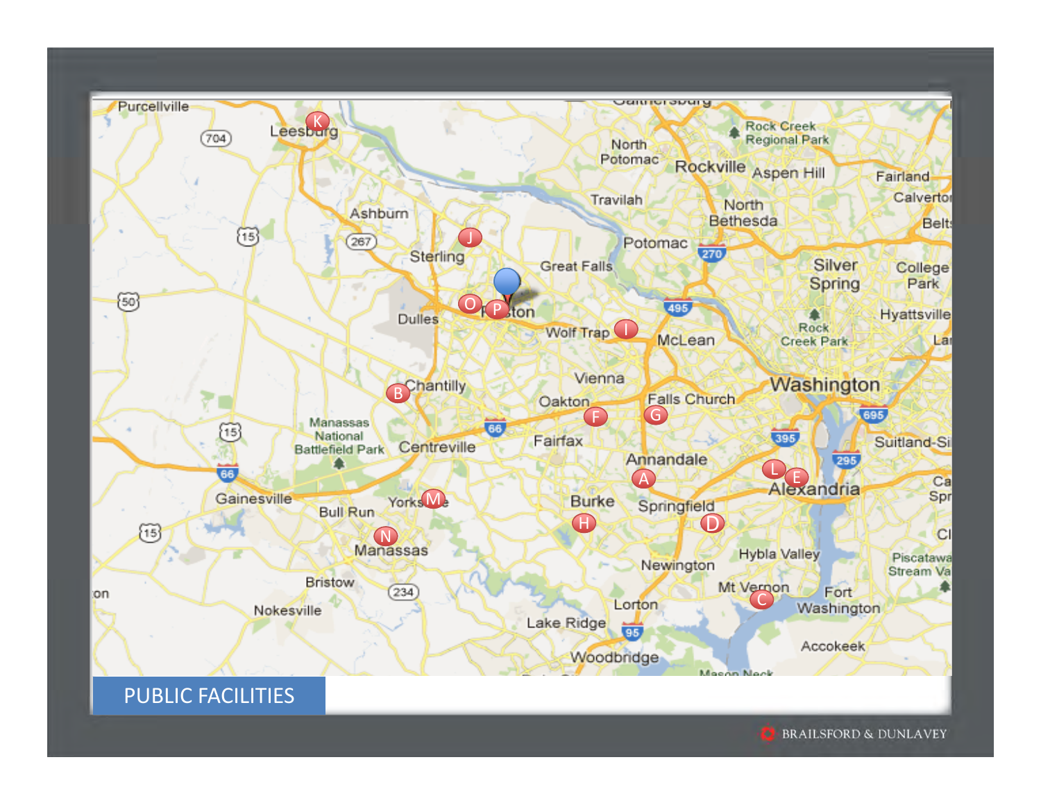# PUBLIC FACILITIES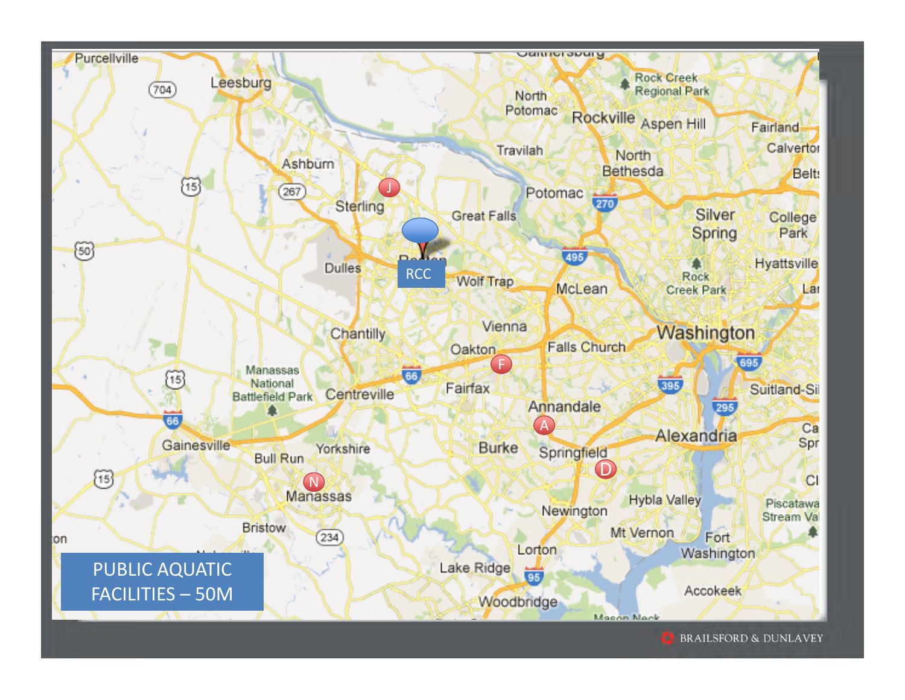# PUBLIC AQUATIC FACILITIES – 50M

RCC

J

F

A

D

N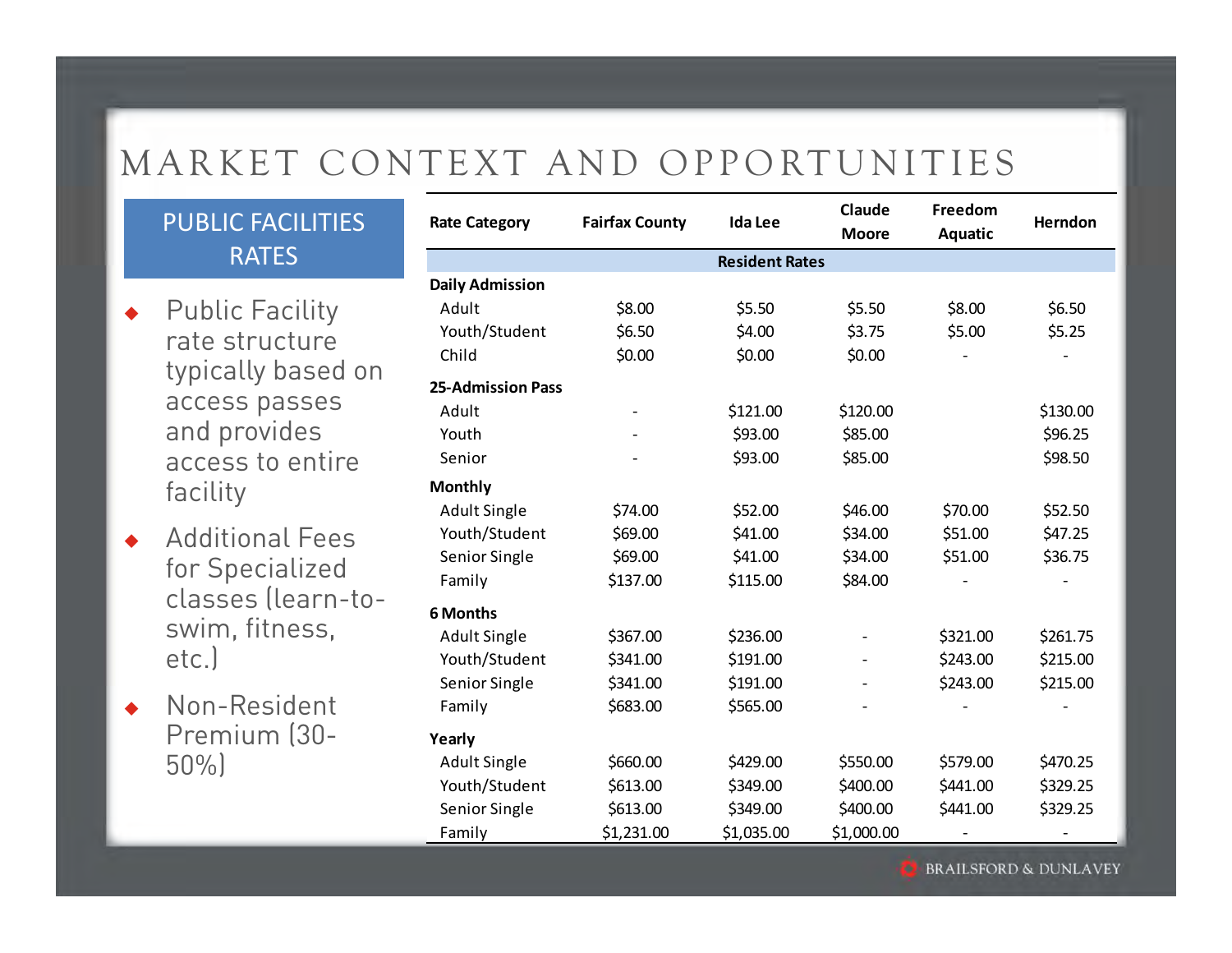# MARKET CONTEXT AND OPPORTUNITIES

## PUBLIC FACILITIES RATES

- Public Facility rate structure typically based on access passes and provides access to entire facility
- Additional Fees for Specialized classes (learn-to-swim, fitness, etc.)
- Non-Resident Premium (30-50%)

| Rate Category | Fairfax County | Ida Lee | Claude Moore | Freedom Aquatic | Herndon |
|---|---|---|---|---|---|
| **Resident Rates** | | | | | |
| **Daily Admission** | | | | | |
| Adult | $8.00 | $5.50 | $5.50 | $8.00 | $6.50 |
| Youth/Student | $6.50 | $4.00 | $3.75 | $5.00 | $5.25 |
| Child | $0.00 | $0.00 | $0.00 | - | - |
| **25-Admission Pass** | | | | | |
| Adult | - | $121.00 | $120.00 | | $130.00 |
| Youth | - | $93.00 | $85.00 | | $96.25 |
| Senior | - | $93.00 | $85.00 | | $98.50 |
| **Monthly** | | | | | |
| Adult Single | $74.00 | $52.00 | $46.00 | $70.00 | $52.50 |
| Youth/Student | $69.00 | $41.00 | $34.00 | $51.00 | $47.25 |
| Senior Single | $69.00 | $41.00 | $34.00 | $51.00 | $36.75 |
| Family | $137.00 | $115.00 | $84.00 | - | - |
| **6 Months** | | | | | |
| Adult Single | $367.00 | $236.00 | - | $321.00 | $261.75 |
| Youth/Student | $341.00 | $191.00 | - | $243.00 | $215.00 |
| Senior Single | $341.00 | $191.00 | - | $243.00 | $215.00 |
| Family | $683.00 | $565.00 | - | - | - |
| **Yearly** | | | | | |
| Adult Single | $660.00 | $429.00 | $550.00 | $579.00 | $470.25 |
| Youth/Student | $613.00 | $349.00 | $400.00 | $441.00 | $329.25 |
| Senior Single | $613.00 | $349.00 | $400.00 | $441.00 | $329.25 |
| Family | $1,231.00 | $1,035.00 | $1,000.00 | - | - |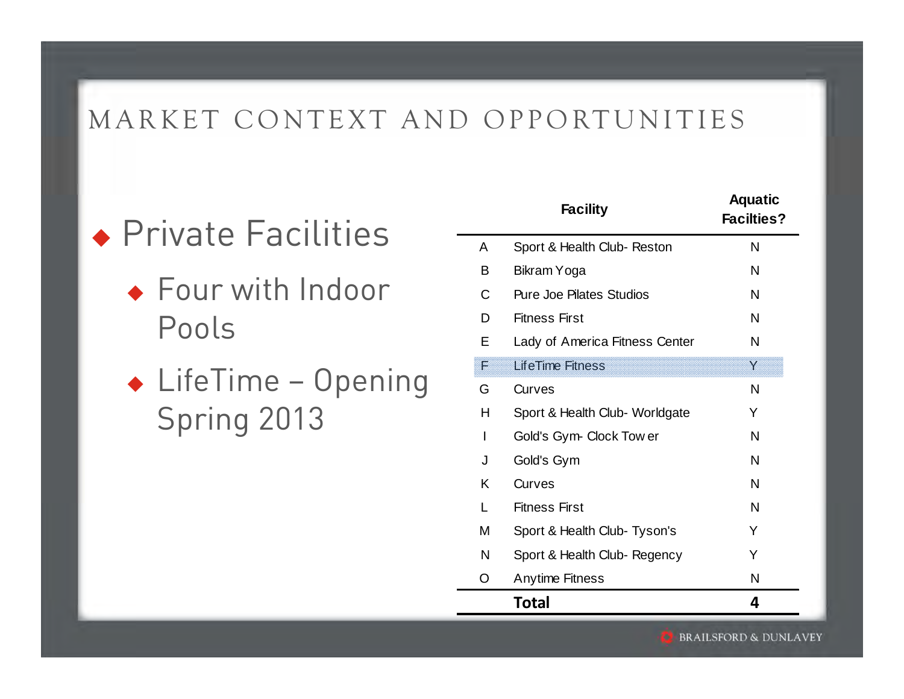# MARKET CONTEXT AND OPPORTUNITIES

- Private Facilities
  - Four with Indoor Pools
  - LifeTime – Opening Spring 2013

| | Facility | Aquatic Facilties? |
|---|---|---|
| A | Sport & Health Club- Reston | N |
| B | Bikram Yoga | N |
| C | Pure Joe Pilates Studios | N |
| D | Fitness First | N |
| E | Lady of America Fitness Center | N |
| F | LifeTime Fitness | Y |
| G | Curves | N |
| H | Sport & Health Club- Worldgate | Y |
| I | Gold's Gym- Clock Tower | N |
| J | Gold's Gym | N |
| K | Curves | N |
| L | Fitness First | N |
| M | Sport & Health Club- Tyson's | Y |
| N | Sport & Health Club- Regency | Y |
| O | Anytime Fitness | N |
| | **Total** | **4** |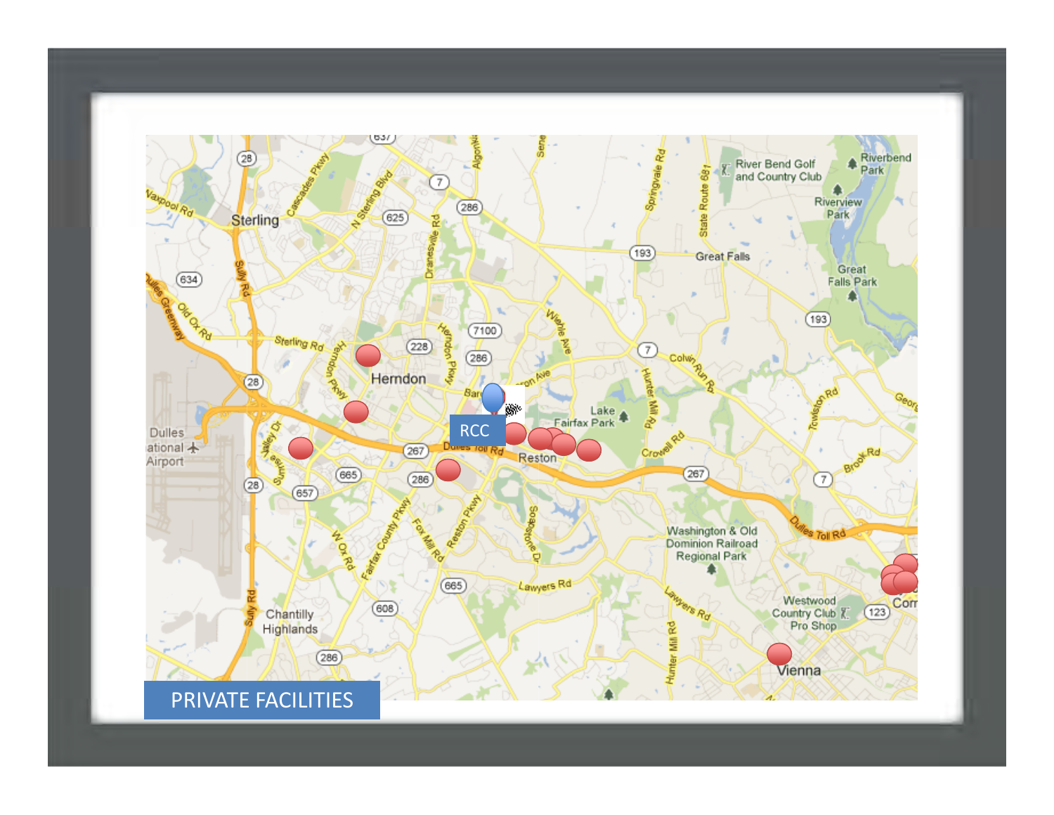PRIVATE FACILITIES

RCC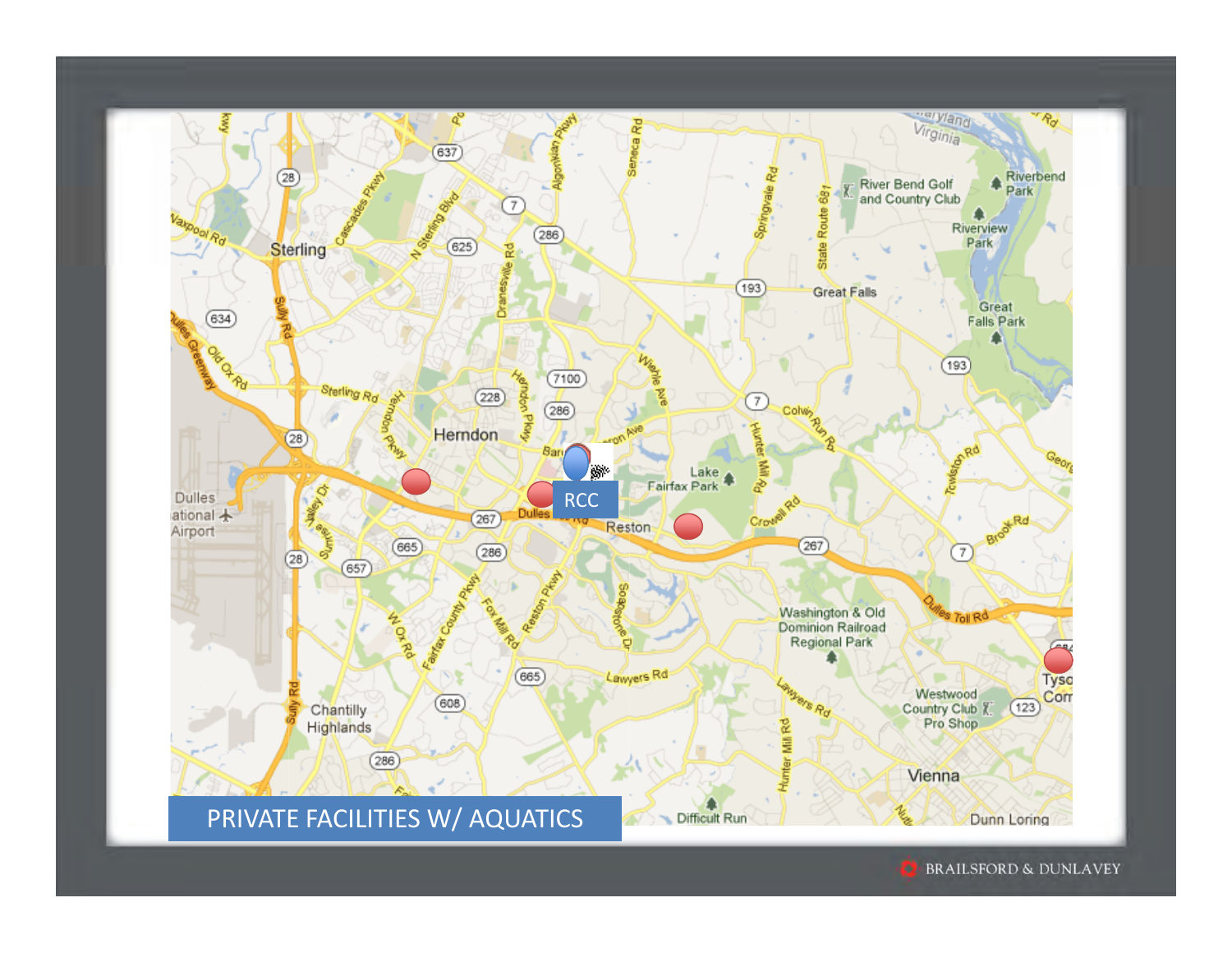## PRIVATE FACILITIES W/ AQUATICS

RCC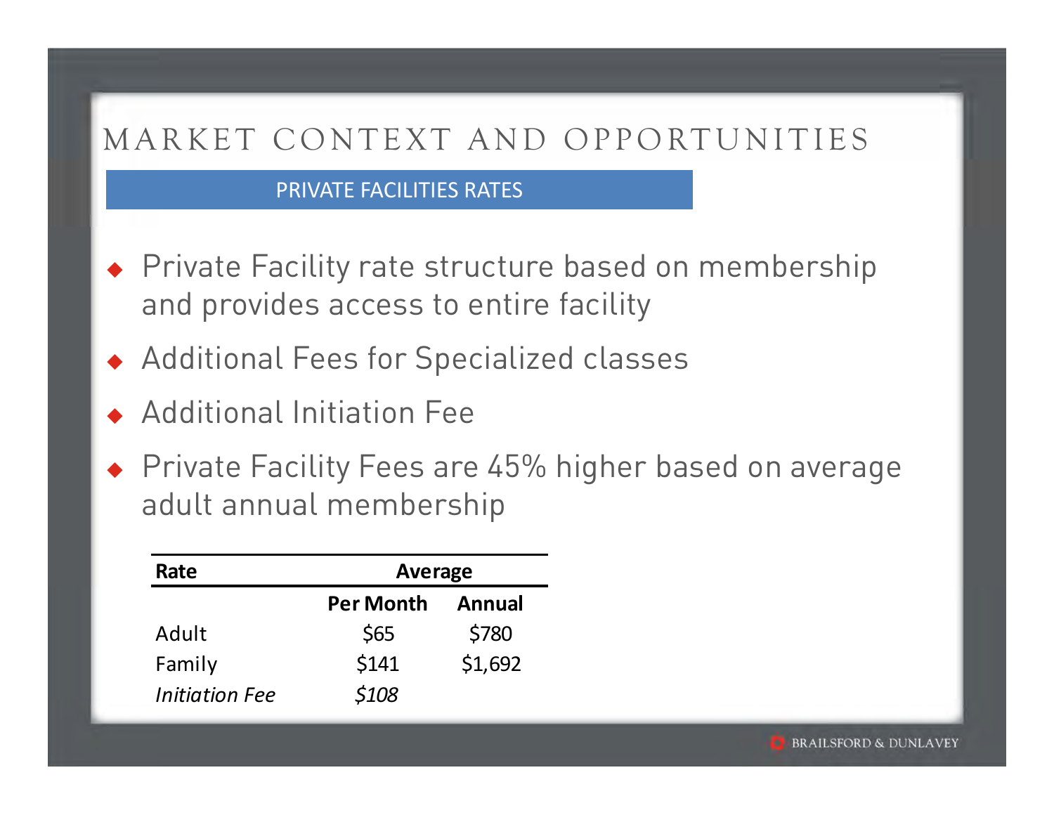# MARKET CONTEXT AND OPPORTUNITIES

## PRIVATE FACILITIES RATES

- Private Facility rate structure based on membership and provides access to entire facility
- Additional Fees for Specialized classes
- Additional Initiation Fee
- Private Facility Fees are 45% higher based on average adult annual membership

| Rate | Average | |
|---|---|---|
| | **Per Month** | **Annual** |
| Adult | $65 | $780 |
| Family | $141 | $1,692 |
| *Initiation Fee* | *$108* | |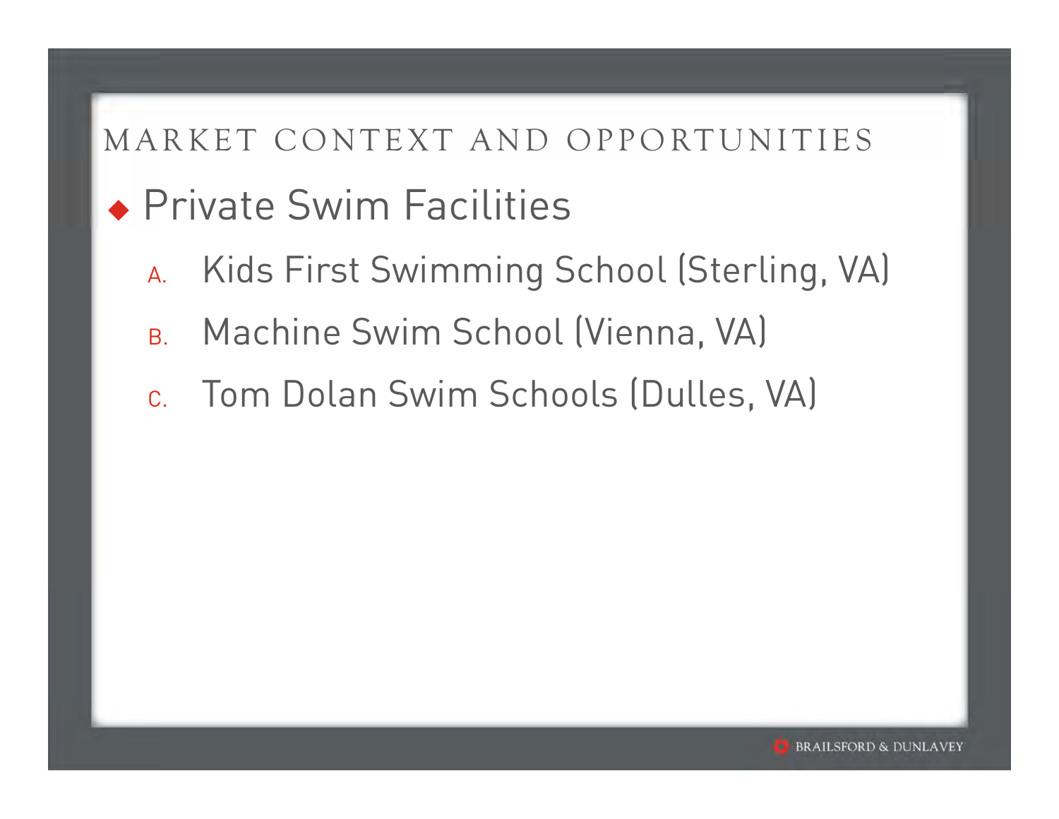# MARKET CONTEXT AND OPPORTUNITIES

## Private Swim Facilities

A. Kids First Swimming School (Sterling, VA)

B. Machine Swim School (Vienna, VA)

C. Tom Dolan Swim Schools (Dulles, VA)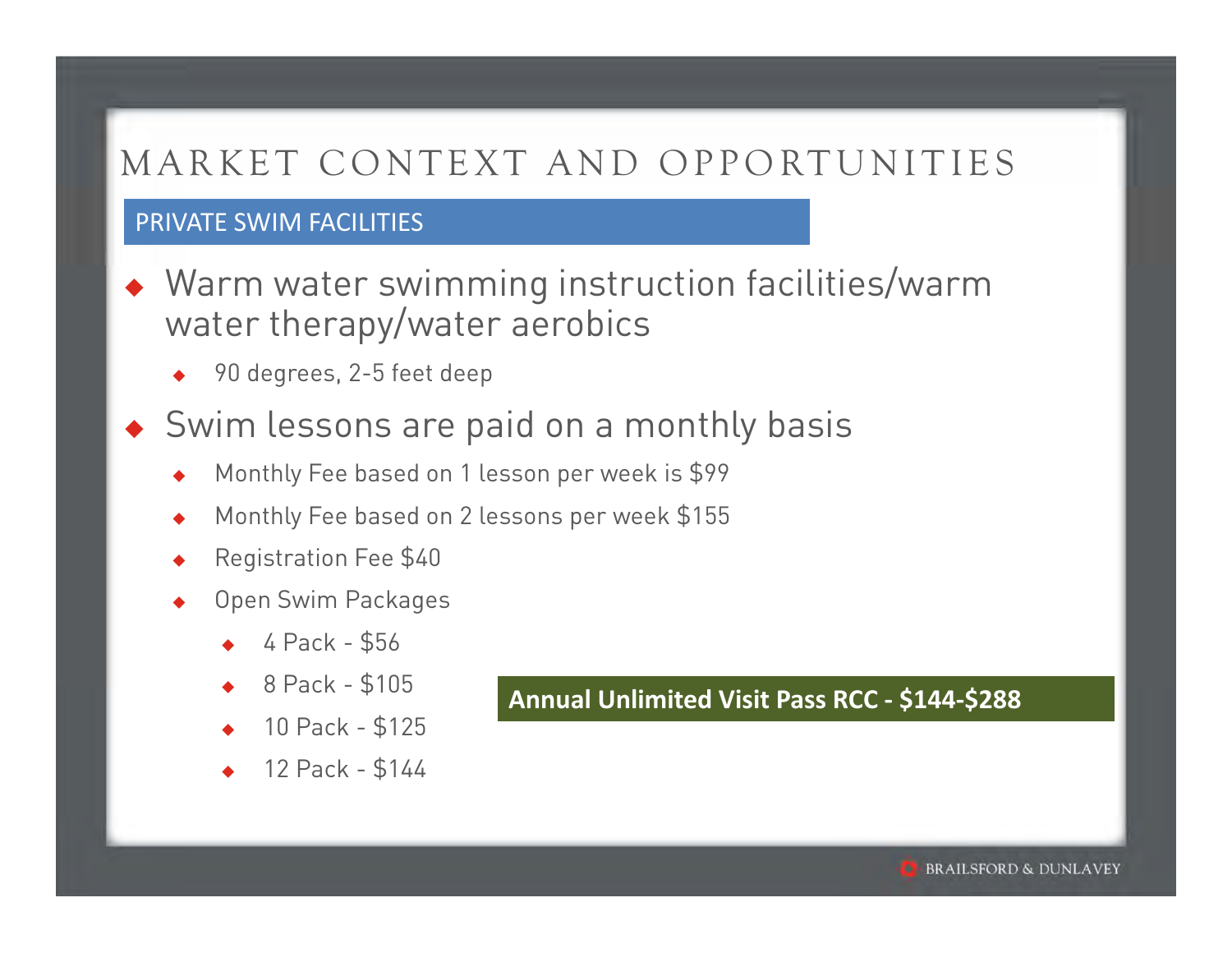# MARKET CONTEXT AND OPPORTUNITIES

## PRIVATE SWIM FACILITIES

- Warm water swimming instruction facilities/warm water therapy/water aerobics
  - 90 degrees, 2-5 feet deep
- Swim lessons are paid on a monthly basis
  - Monthly Fee based on 1 lesson per week is $99
  - Monthly Fee based on 2 lessons per week $155
  - Registration Fee $40
  - Open Swim Packages
    - 4 Pack - $56
    - 8 Pack - $105
    - 10 Pack - $125
    - 12 Pack - $144

**Annual Unlimited Visit Pass RCC - $144-$288**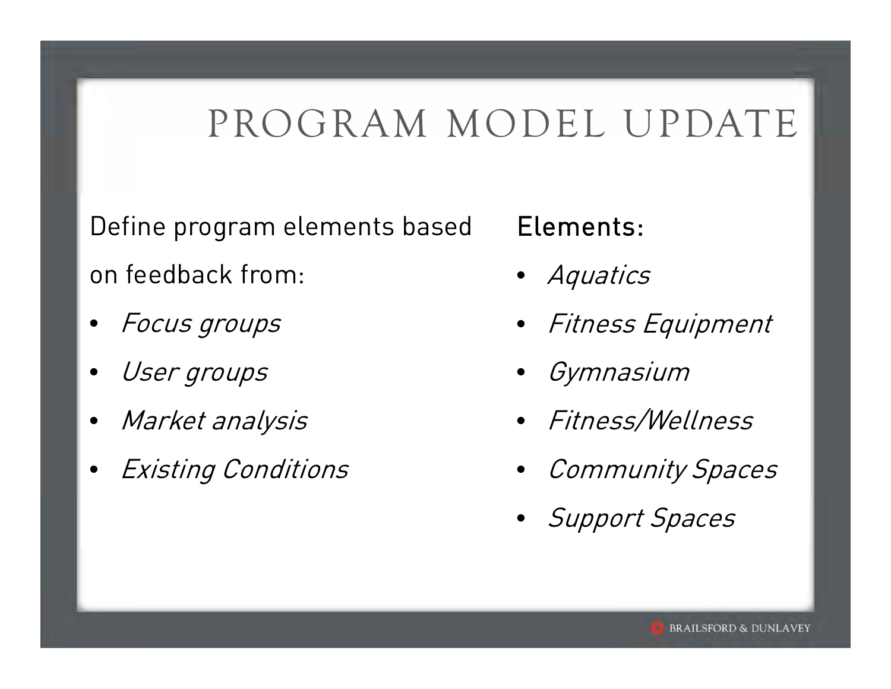# PROGRAM MODEL UPDATE

Define program elements based on feedback from:

- *Focus groups*
- *User groups*
- *Market analysis*
- *Existing Conditions*

Elements:

- *Aquatics*
- *Fitness Equipment*
- *Gymnasium*
- *Fitness/Wellness*
- *Community Spaces*
- *Support Spaces*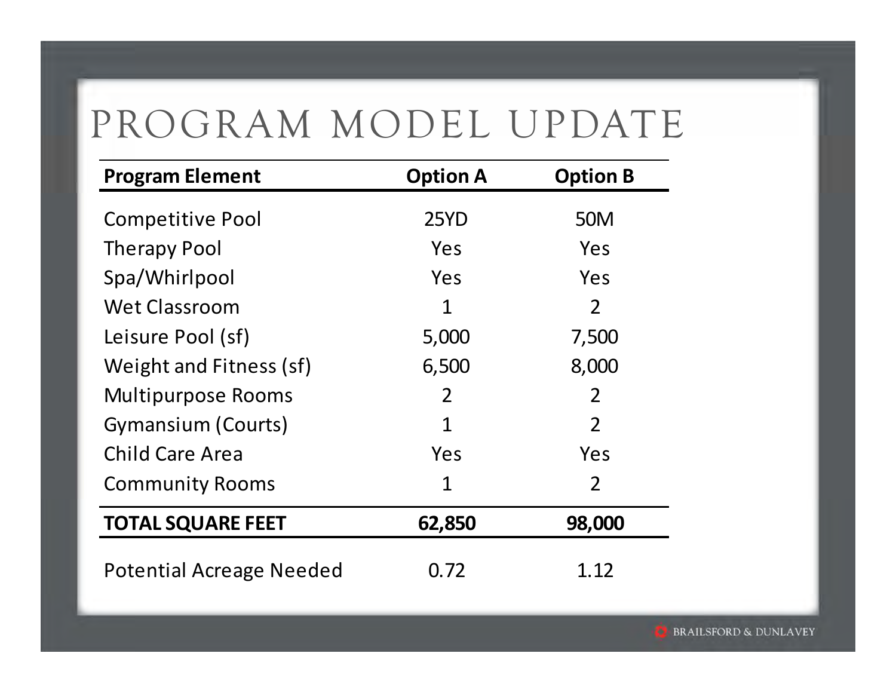# PROGRAM MODEL UPDATE

| Program Element | Option A | Option B |
|---|---|---|
| Competitive Pool | 25YD | 50M |
| Therapy Pool | Yes | Yes |
| Spa/Whirlpool | Yes | Yes |
| Wet Classroom | 1 | 2 |
| Leisure Pool (sf) | 5,000 | 7,500 |
| Weight and Fitness (sf) | 6,500 | 8,000 |
| Multipurpose Rooms | 2 | 2 |
| Gymansium (Courts) | 1 | 2 |
| Child Care Area | Yes | Yes |
| Community Rooms | 1 | 2 |
| **TOTAL SQUARE FEET** | **62,850** | **98,000** |
| Potential Acreage Needed | 0.72 | 1.12 |

BRAILSFORD & DUNLAVEY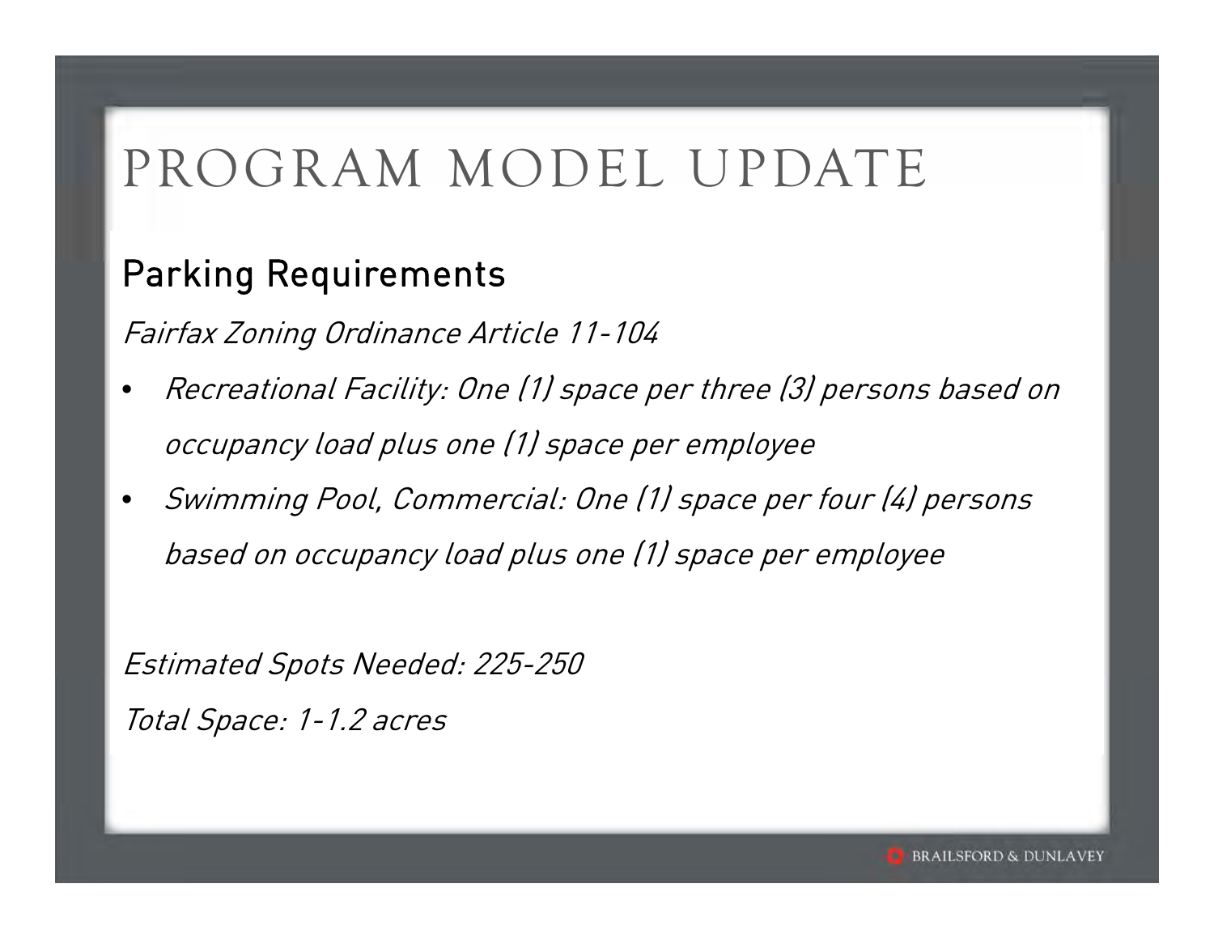# PROGRAM MODEL UPDATE

## Parking Requirements

*Fairfax Zoning Ordinance Article 11-104*

- *Recreational Facility: One (1) space per three (3) persons based on occupancy load plus one (1) space per employee*
- *Swimming Pool, Commercial: One (1) space per four (4) persons based on occupancy load plus one (1) space per employee*

*Estimated Spots Needed: 225-250*

*Total Space: 1-1.2 acres*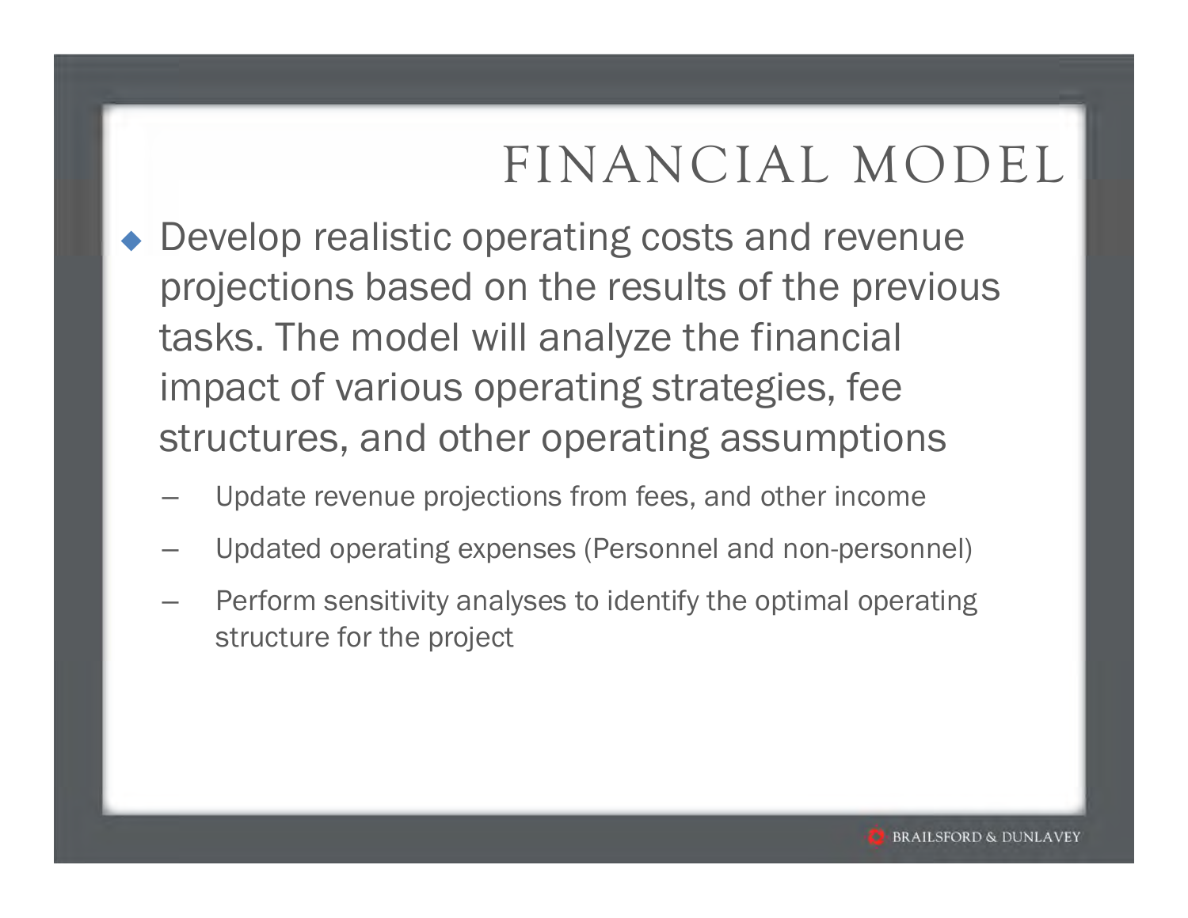# FINANCIAL MODEL

- Develop realistic operating costs and revenue projections based on the results of the previous tasks. The model will analyze the financial impact of various operating strategies, fee structures, and other operating assumptions
  - Update revenue projections from fees, and other income
  - Updated operating expenses (Personnel and non-personnel)
  - Perform sensitivity analyses to identify the optimal operating structure for the project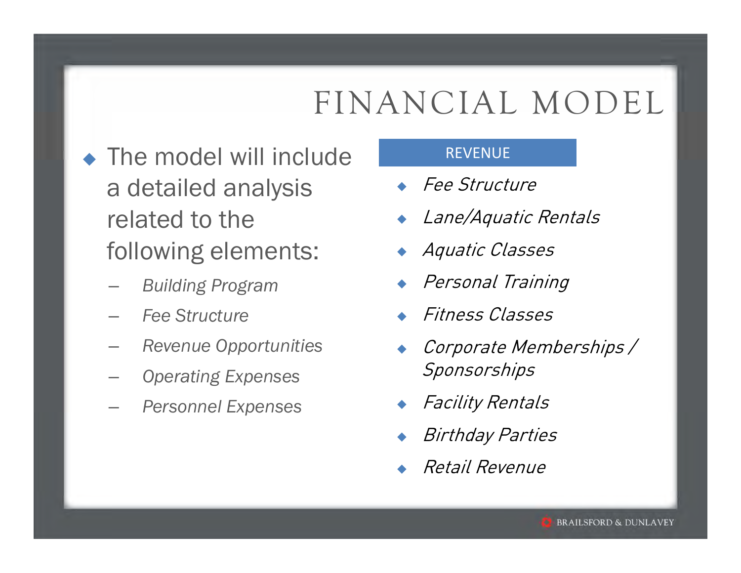# FINANCIAL MODEL

- The model will include a detailed analysis related to the following elements:
  - *Building Program*
  - *Fee Structure*
  - *Revenue Opportunities*
  - *Operating Expenses*
  - *Personnel Expenses*

**REVENUE**

- *Fee Structure*
- *Lane/Aquatic Rentals*
- *Aquatic Classes*
- *Personal Training*
- *Fitness Classes*
- *Corporate Memberships / Sponsorships*
- *Facility Rentals*
- *Birthday Parties*
- *Retail Revenue*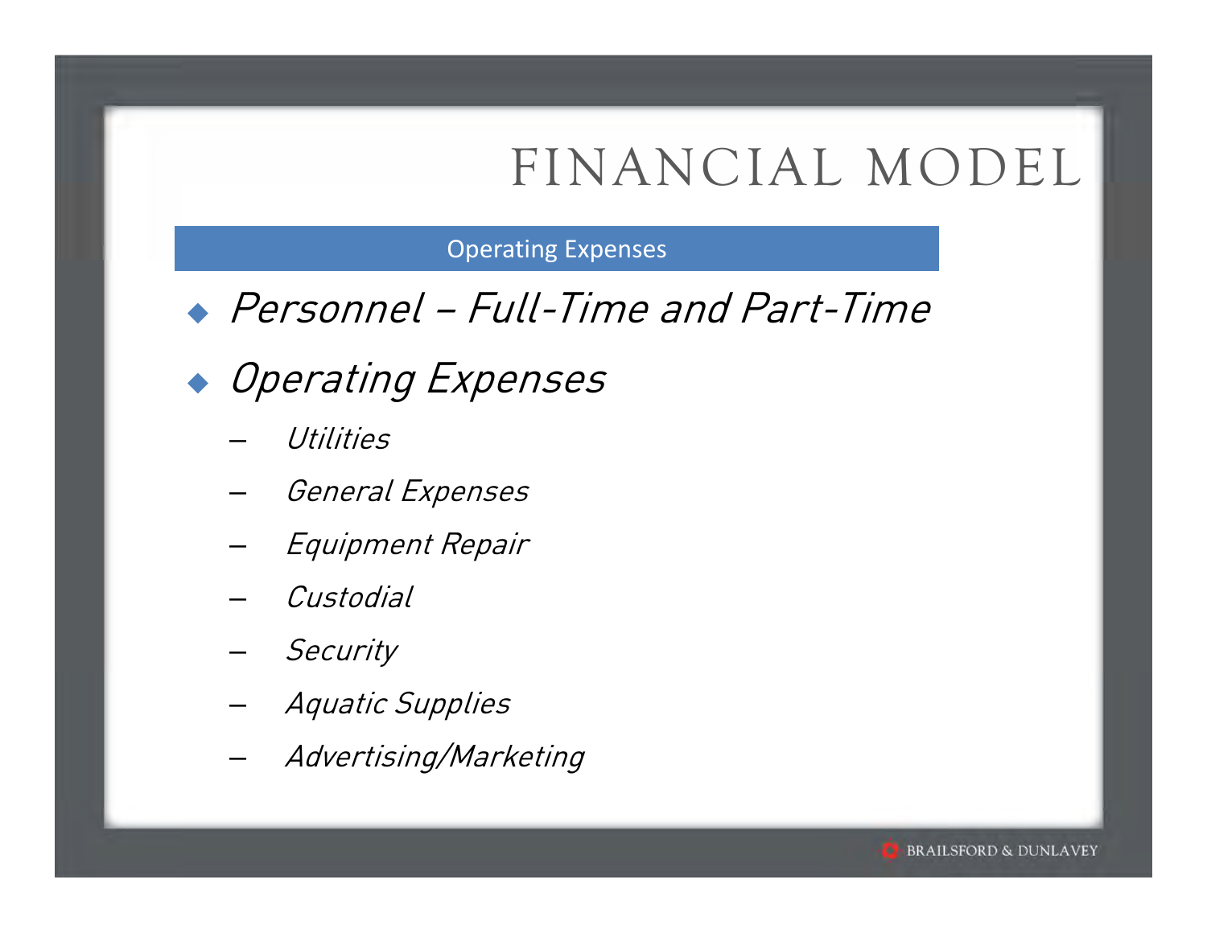# FINANCIAL MODEL

## Operating Expenses

- *Personnel – Full-Time and Part-Time*
- *Operating Expenses*
  - *Utilities*
  - *General Expenses*
  - *Equipment Repair*
  - *Custodial*
  - *Security*
  - *Aquatic Supplies*
  - *Advertising/Marketing*

BRAILSFORD & DUNLAVEY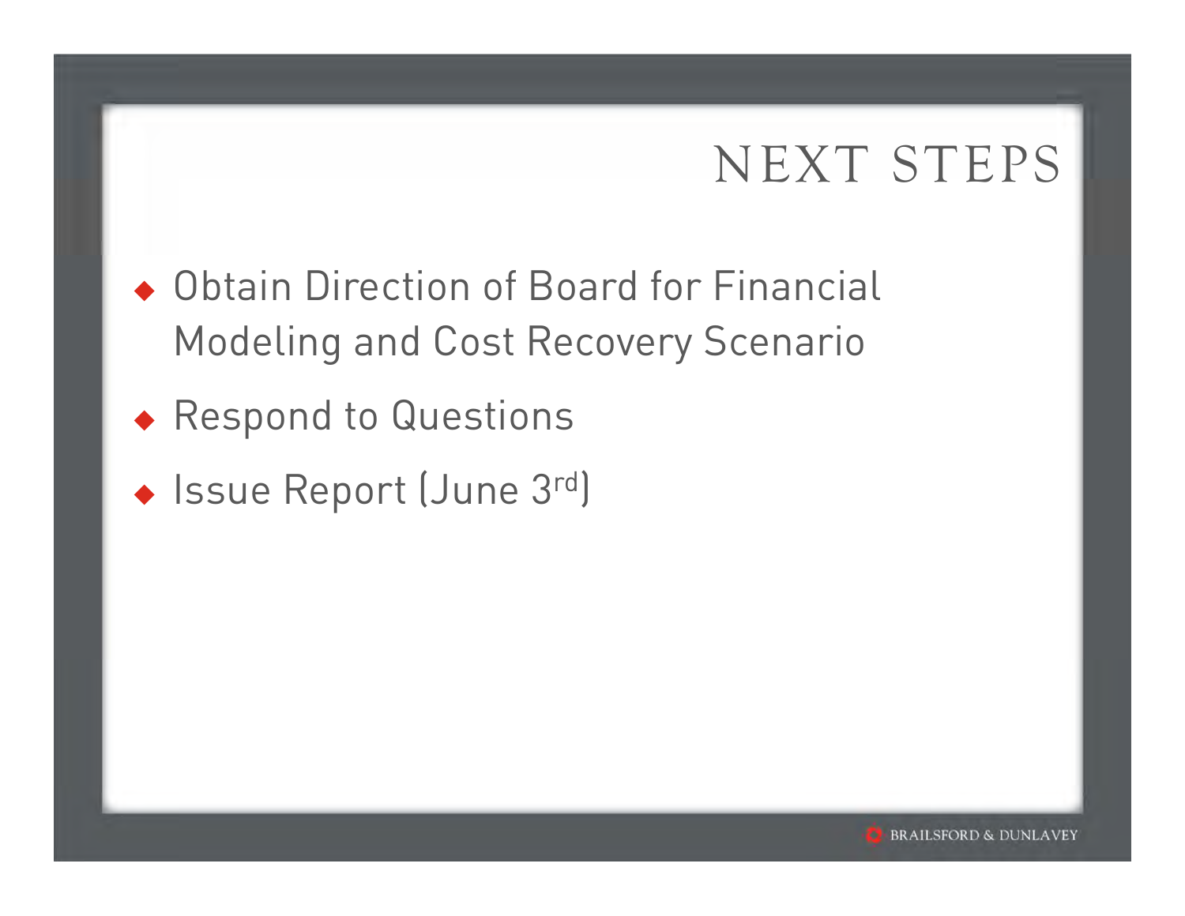# NEXT STEPS

- Obtain Direction of Board for Financial Modeling and Cost Recovery Scenario
- Respond to Questions
- Issue Report (June 3rd)